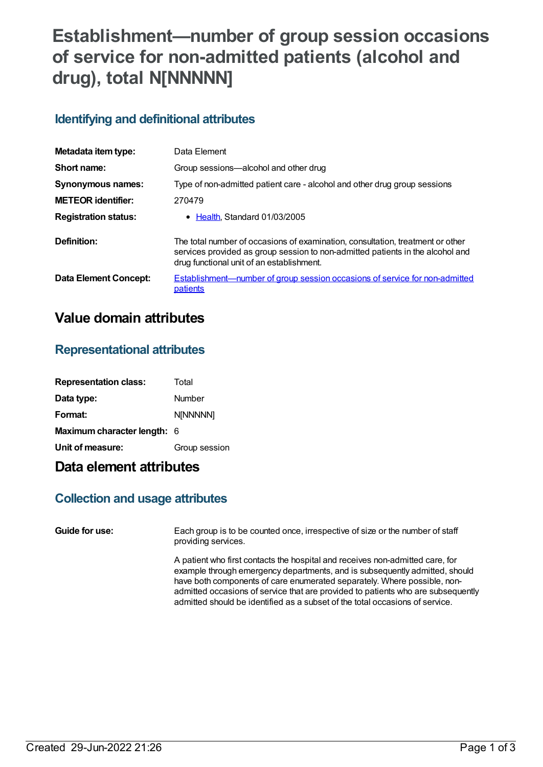# Establishment—number of group session occasions of service for non-admitted patients (alcohol and drug), total N[NNNNN]

## Identifying and definitional attributes

| | |
|---|---|
| **Metadata item type:** | Data Element |
| **Short name:** | Group sessions—alcohol and other drug |
| **Synonymous names:** | Type of non-admitted patient care - alcohol and other drug group sessions |
| **METEOR identifier:** | 270479 |
| **Registration status:** | • Health, Standard 01/03/2005 |
| **Definition:** | The total number of occasions of examination, consultation, treatment or other services provided as group session to non-admitted patients in the alcohol and drug functional unit of an establishment. |
| **Data Element Concept:** | Establishment—number of group session occasions of service for non-admitted patients |

# Value domain attributes

## Representational attributes

| | |
|---|---|
| **Representation class:** | Total |
| **Data type:** | Number |
| **Format:** | N[NNNNN] |
| **Maximum character length:** | 6 |
| **Unit of measure:** | Group session |

# Data element attributes

## Collection and usage attributes

**Guide for use:**

Each group is to be counted once, irrespective of size or the number of staff providing services.

A patient who first contacts the hospital and receives non-admitted care, for example through emergency departments, and is subsequently admitted, should have both components of care enumerated separately. Where possible, non-admitted occasions of service that are provided to patients who are subsequently admitted should be identified as a subset of the total occasions of service.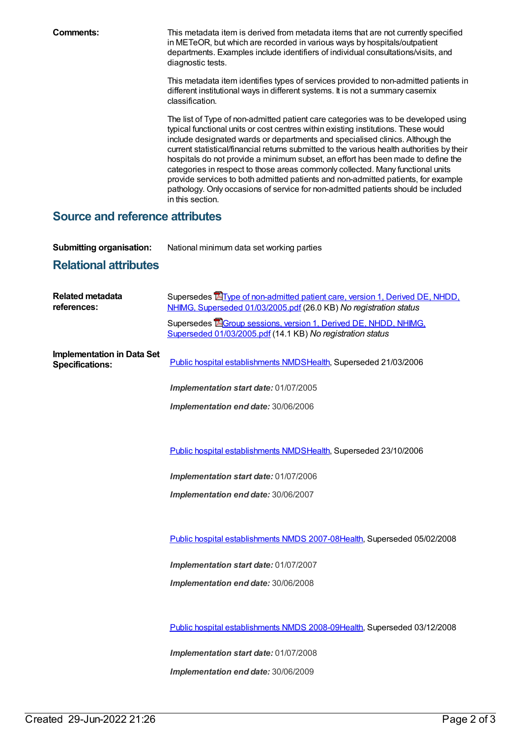**Comments:** This metadata item is derived from metadata items that are not currently specified in METeOR, but which are recorded in various ways by hospitals/outpatient departments. Examples include identifiers of individual consultations/visits, and diagnostic tests.

This metadata item identifies types of services provided to non-admitted patients in different institutional ways in different systems. It is not a summary casemix classification.

The list of Type of non-admitted patient care categories was to be developed using typical functional units or cost centres within existing institutions. These would include designated wards or departments and specialised clinics. Although the current statistical/financial returns submitted to the various health authorities by their hospitals do not provide a minimum subset, an effort has been made to define the categories in respect to those areas commonly collected. Many functional units provide services to both admitted patients and non-admitted patients, for example pathology. Only occasions of service for non-admitted patients should be included in this section.

## Source and reference attributes

**Submitting organisation:** National minimum data set working parties

## Relational attributes

**Related metadata references:**

Supersedes Type of non-admitted patient care, version 1, Derived DE, NHDD, NHIMG, Superseded 01/03/2005.pdf (26.0 KB) *No registration status*

Supersedes Group sessions, version 1, Derived DE, NHDD, NHIMG, Superseded 01/03/2005.pdf (14.1 KB) *No registration status*

**Implementation in Data Set Specifications:**

Public hospital establishments NMDSHealth, Superseded 21/03/2006

***Implementation start date:*** 01/07/2005

***Implementation end date:*** 30/06/2006

Public hospital establishments NMDSHealth, Superseded 23/10/2006

***Implementation start date:*** 01/07/2006

***Implementation end date:*** 30/06/2007

Public hospital establishments NMDS 2007-08Health, Superseded 05/02/2008

***Implementation start date:*** 01/07/2007

***Implementation end date:*** 30/06/2008

Public hospital establishments NMDS 2008-09Health, Superseded 03/12/2008

***Implementation start date:*** 01/07/2008

***Implementation end date:*** 30/06/2009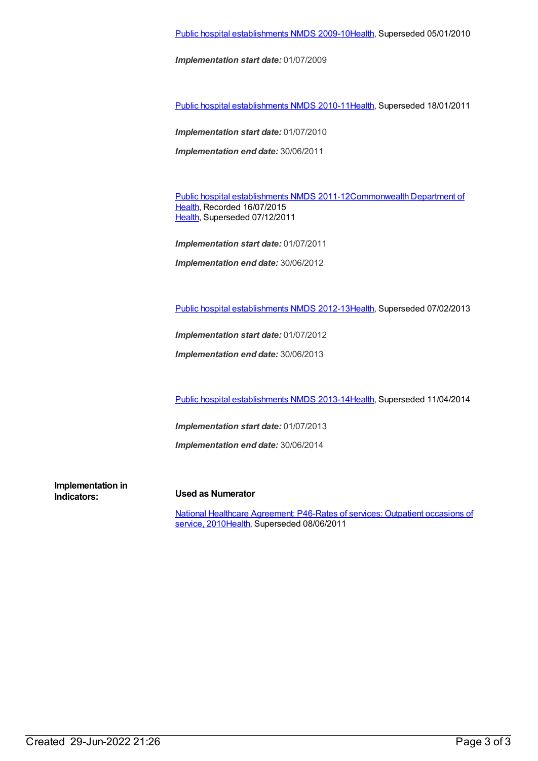Public hospital establishments NMDS 2009-10Health, Superseded 05/01/2010

***Implementation start date:*** 01/07/2009

Public hospital establishments NMDS 2010-11Health, Superseded 18/01/2011

***Implementation start date:*** 01/07/2010

***Implementation end date:*** 30/06/2011

Public hospital establishments NMDS 2011-12Commonwealth Department of Health, Recorded 16/07/2015
Health, Superseded 07/12/2011

***Implementation start date:*** 01/07/2011

***Implementation end date:*** 30/06/2012

Public hospital establishments NMDS 2012-13Health, Superseded 07/02/2013

***Implementation start date:*** 01/07/2012

***Implementation end date:*** 30/06/2013

Public hospital establishments NMDS 2013-14Health, Superseded 11/04/2014

***Implementation start date:*** 01/07/2013

***Implementation end date:*** 30/06/2014

**Implementation in Indicators:**

**Used as Numerator**

National Healthcare Agreement: P46-Rates of services: Outpatient occasions of service, 2010Health, Superseded 08/06/2011